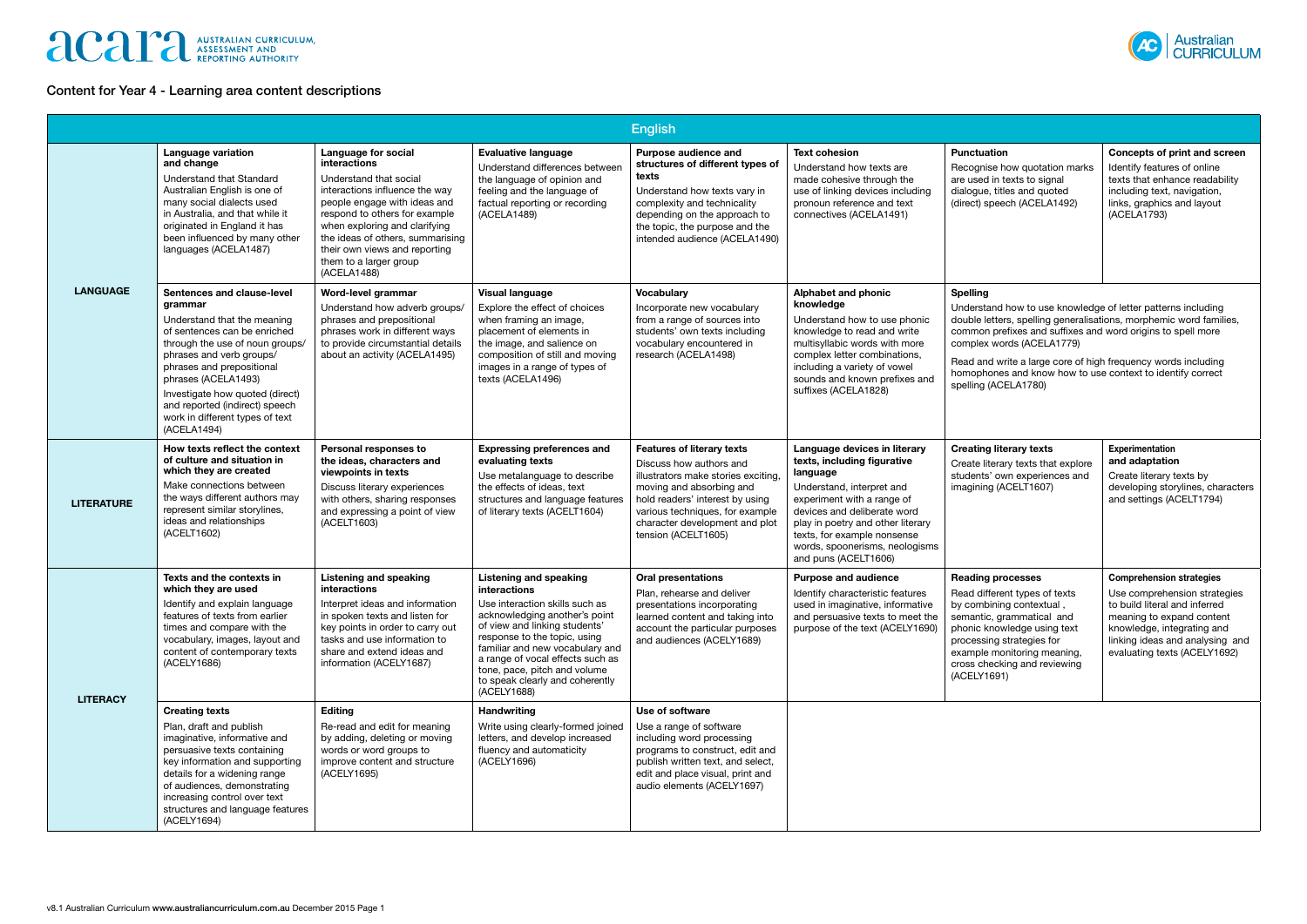ACARA — AUSTRALIAN CURRICULUM, ASSESSMENT AND REPORTING AUTHORITY

Australian Curriculum

## Content for Year 4 - Learning area content descriptions

### English

| Strand | | | | | | | |
|---|---|---|---|---|---|---|---|
| **LANGUAGE** | **Language variation and change** Understand that Standard Australian English is one of many social dialects used in Australia, and that while it originated in England it has been influenced by many other languages (ACELA1487) | **Language for social interactions** Understand that social interactions influence the way people engage with ideas and respond to others for example when exploring and clarifying the ideas of others, summarising their own views and reporting them to a larger group (ACELA1488) | **Evaluative language** Understand differences between the language of opinion and feeling and the language of factual reporting or recording (ACELA1489) | **Purpose audience and structures of different types of texts** Understand how texts vary in complexity and technicality depending on the approach to the topic, the purpose and the intended audience (ACELA1490) | **Text cohesion** Understand how texts are made cohesive through the use of linking devices including pronoun reference and text connectives (ACELA1491) | **Punctuation** Recognise how quotation marks are used in texts to signal dialogue, titles and quoted (direct) speech (ACELA1492) | **Concepts of print and screen** Identify features of online texts that enhance readability including text, navigation, links, graphics and layout (ACELA1793) |
| **LANGUAGE** | **Sentences and clause-level grammar** Understand that the meaning of sentences can be enriched through the use of noun groups/phrases and verb groups/phrases and prepositional phrases (ACELA1493) Investigate how quoted (direct) and reported (indirect) speech work in different types of text (ACELA1494) | **Word-level grammar** Understand how adverb groups/phrases and prepositional phrases work in different ways to provide circumstantial details about an activity (ACELA1495) | **Visual language** Explore the effect of choices when framing an image, placement of elements in the image, and salience on composition of still and moving images in a range of types of texts (ACELA1496) | **Vocabulary** Incorporate new vocabulary from a range of sources into students' own texts including vocabulary encountered in research (ACELA1498) | **Alphabet and phonic knowledge** Understand how to use phonic knowledge to read and write multisyllabic words with more complex letter combinations, including a variety of vowel sounds and known prefixes and suffixes (ACELA1828) | **Spelling** Understand how to use knowledge of letter patterns including double letters, spelling generalisations, morphemic word families, common prefixes and suffixes and word origins to spell more complex words (ACELA1779) Read and write a large core of high frequency words including homophones and know how to use context to identify correct spelling (ACELA1780) | |
| **LITERATURE** | **How texts reflect the context of culture and situation in which they are created** Make connections between the ways different authors may represent similar storylines, ideas and relationships (ACELT1602) | **Personal responses to the ideas, characters and viewpoints in texts** Discuss literary experiences with others, sharing responses and expressing a point of view (ACELT1603) | **Expressing preferences and evaluating texts** Use metalanguage to describe the effects of ideas, text structures and language features of literary texts (ACELT1604) | **Features of literary texts** Discuss how authors and illustrators make stories exciting, moving and absorbing and hold readers' interest by using various techniques, for example character development and plot tension (ACELT1605) | **Language devices in literary texts, including figurative language** Understand, interpret and experiment with a range of devices and deliberate word play in poetry and other literary texts, for example nonsense words, spoonerisms, neologisms and puns (ACELT1606) | **Creating literary texts** Create literary texts that explore students' own experiences and imagining (ACELT1607) | **Experimentation and adaptation** Create literary texts by developing storylines, characters and settings (ACELT1794) |
| **LITERACY** | **Texts and the contexts in which they are used** Identify and explain language features of texts from earlier times and compare with the vocabulary, images, layout and content of contemporary texts (ACELY1686) | **Listening and speaking interactions** Interpret ideas and information in spoken texts and listen for key points in order to carry out tasks and use information to share and extend ideas and information (ACELY1687) | **Listening and speaking interactions** Use interaction skills such as acknowledging another's point of view and linking students' response to the topic, using familiar and new vocabulary and a range of vocal effects such as tone, pace, pitch and volume to speak clearly and coherently (ACELY1688) | **Oral presentations** Plan, rehearse and deliver presentations incorporating learned content and taking into account the particular purposes and audiences (ACELY1689) | **Purpose and audience** Identify characteristic features used in imaginative, informative and persuasive texts to meet the purpose of the text (ACELY1690) | **Reading processes** Read different types of texts by combining contextual , semantic, grammatical and phonic knowledge using text processing strategies for example monitoring meaning, cross checking and reviewing (ACELY1691) | **Comprehension strategies** Use comprehension strategies to build literal and inferred meaning to expand content knowledge, integrating and linking ideas and analysing and evaluating texts (ACELY1692) |
| **LITERACY** | **Creating texts** Plan, draft and publish imaginative, informative and persuasive texts containing key information and supporting details for a widening range of audiences, demonstrating increasing control over text structures and language features (ACELY1694) | **Editing** Re-read and edit for meaning by adding, deleting or moving words or word groups to improve content and structure (ACELY1695) | **Handwriting** Write using clearly-formed joined letters, and develop increased fluency and automaticity (ACELY1696) | **Use of software** Use a range of software including word processing programs to construct, edit and publish written text, and select, edit and place visual, print and audio elements (ACELY1697) | | | |

v8.1 Australian Curriculum www.australiancurriculum.com.au December 2015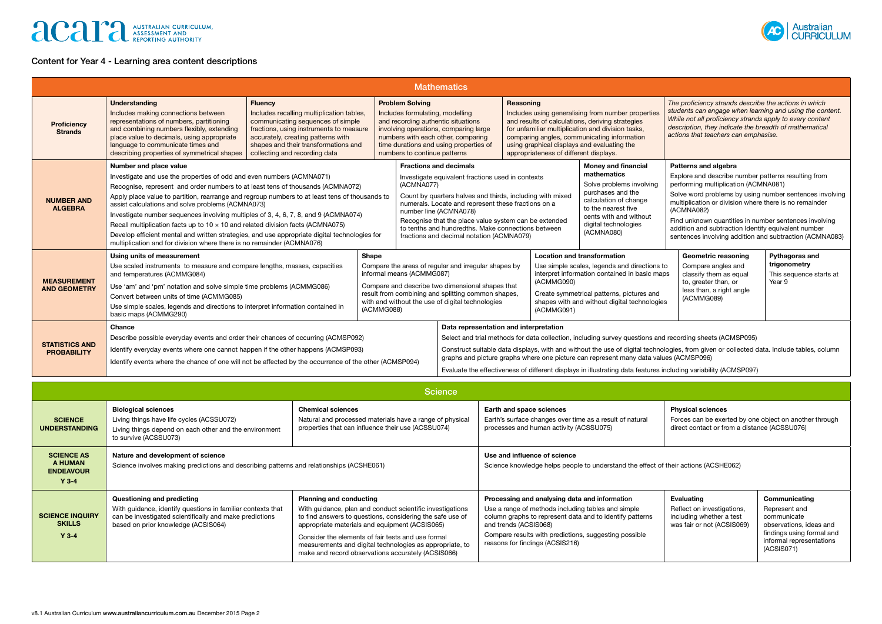# Content for Year 4 - Learning area content descriptions

## Mathematics

| | | | | | |
|---|---|---|---|---|---|
| **Proficiency Strands** | **Understanding**<br>Includes making connections between representations of numbers, partitioning and combining numbers flexibly, extending place value to decimals, using appropriate language to communicate times and describing properties of symmetrical shapes | **Fluency**<br>Includes recalling multiplication tables, communicating sequences of simple fractions, using instruments to measure accurately, creating patterns with shapes and their transformations and collecting and recording data | **Problem Solving**<br>Includes formulating, modelling and recording authentic situations involving operations, comparing large numbers with each other, comparing time durations and using properties of numbers to continue patterns | **Reasoning**<br>Includes using generalising from number properties and results of calculations, deriving strategies for unfamiliar multiplication and division tasks, comparing angles, communicating information using graphical displays and evaluating the appropriateness of different displays. | *The proficiency strands describe the actions in which students can engage when learning and using the content. While not all proficiency strands apply to every content description, they indicate the breadth of mathematical actions that teachers can emphasise.* |

| | | | | |
|---|---|---|---|---|
| **NUMBER AND ALGEBRA** | **Number and place value**<br>Investigate and use the properties of odd and even numbers (ACMNA071)<br>Recognise, represent and order numbers to at least tens of thousands (ACMNA072)<br>Apply place value to partition, rearrange and regroup numbers to at least tens of thousands to assist calculations and solve problems (ACMNA073)<br>Investigate number sequences involving multiples of 3, 4, 6, 7, 8, and 9 (ACMNA074)<br>Recall multiplication facts up to 10 × 10 and related division facts (ACMNA075)<br>Develop efficient mental and written strategies, and use appropriate digital technologies for multiplication and for division where there is no remainder (ACMNA076) | **Fractions and decimals**<br>Investigate equivalent fractions used in contexts (ACMNA077)<br>Count by quarters halves and thirds, including with mixed numerals. Locate and represent these fractions on a number line (ACMNA078)<br>Recognise that the place value system can be extended to tenths and hundredths. Make connections between fractions and decimal notation (ACMNA079) | **Money and financial mathematics**<br>Solve problems involving purchases and the calculation of change to the nearest five cents with and without digital technologies (ACMNA080) | **Patterns and algebra**<br>Explore and describe number patterns resulting from performing multiplication (ACMNA081)<br>Solve word problems by using number sentences involving multiplication or division where there is no remainder (ACMNA082)<br>Find unknown quantities in number sentences involving addition and subtraction Identify equivalent number sentences involving addition and subtraction (ACMNA083) |

| | | | | | |
|---|---|---|---|---|---|
| **MEASUREMENT AND GEOMETRY** | **Using units of measurement**<br>Use scaled instruments to measure and compare lengths, masses, capacities and temperatures (ACMMG084)<br>Use 'am' and 'pm' notation and solve simple time problems (ACMMG086)<br>Convert between units of time (ACMMG085)<br>Use simple scales, legends and directions to interpret information contained in basic maps (ACMMG290) | **Shape**<br>Compare the areas of regular and irregular shapes by informal means (ACMMG087)<br>Compare and describe two dimensional shapes that result from combining and splitting common shapes, with and without the use of digital technologies (ACMMG088) | **Location and transformation**<br>Use simple scales, legends and directions to interpret information contained in basic maps (ACMMG090)<br>Create symmetrical patterns, pictures and shapes with and without digital technologies (ACMMG091) | **Geometric reasoning**<br>Compare angles and classify them as equal to, greater than, or less than, a right angle (ACMMG089) | **Pythagoras and trigonometry**<br>This sequence starts at Year 9 |

| | | |
|---|---|---|
| **STATISTICS AND PROBABILITY** | **Chance**<br>Describe possible everyday events and order their chances of occurring (ACMSP092)<br>Identify everyday events where one cannot happen if the other happens (ACMSP093)<br>Identify events where the chance of one will not be affected by the occurrence of the other (ACMSP094) | **Data representation and interpretation**<br>Select and trial methods for data collection, including survey questions and recording sheets (ACMSP095)<br>Construct suitable data displays, with and without the use of digital technologies, from given or collected data. Include tables, column graphs and picture graphs where one picture can represent many data values (ACMSP096)<br>Evaluate the effectiveness of different displays in illustrating data features including variability (ACMSP097) |

## Science

| | | | | |
|---|---|---|---|---|
| **SCIENCE UNDERSTANDING** | **Biological sciences**<br>Living things have life cycles (ACSSU072)<br>Living things depend on each other and the environment to survive (ACSSU073) | **Chemical sciences**<br>Natural and processed materials have a range of physical properties that can influence their use (ACSSU074) | **Earth and space sciences**<br>Earth's surface changes over time as a result of natural processes and human activity (ACSSU075) | **Physical sciences**<br>Forces can be exerted by one object on another through direct contact or from a distance (ACSSU076) |

| | | |
|---|---|---|
| **SCIENCE AS A HUMAN ENDEAVOUR Y 3-4** | **Nature and development of science**<br>Science involves making predictions and describing patterns and relationships (ACSHE061) | **Use and influence of science**<br>Science knowledge helps people to understand the effect of their actions (ACSHE062) |

| | | | | | |
|---|---|---|---|---|---|
| **SCIENCE INQUIRY SKILLS Y 3-4** | **Questioning and predicting**<br>With guidance, identify questions in familiar contexts that can be investigated scientifically and make predictions based on prior knowledge (ACSIS064) | **Planning and conducting**<br>With guidance, plan and conduct scientific investigations to find answers to questions, considering the safe use of appropriate materials and equipment (ACSIS065)<br>Consider the elements of fair tests and use formal measurements and digital technologies as appropriate, to make and record observations accurately (ACSIS066) | **Processing and analysing data and information**<br>Use a range of methods including tables and simple column graphs to represent data and to identify patterns and trends (ACSIS068)<br>Compare results with predictions, suggesting possible reasons for findings (ACSIS216) | **Evaluating**<br>Reflect on investigations, including whether a test was fair or not (ACSIS069) | **Communicating**<br>Represent and communicate observations, ideas and findings using formal and informal representations (ACSIS071) |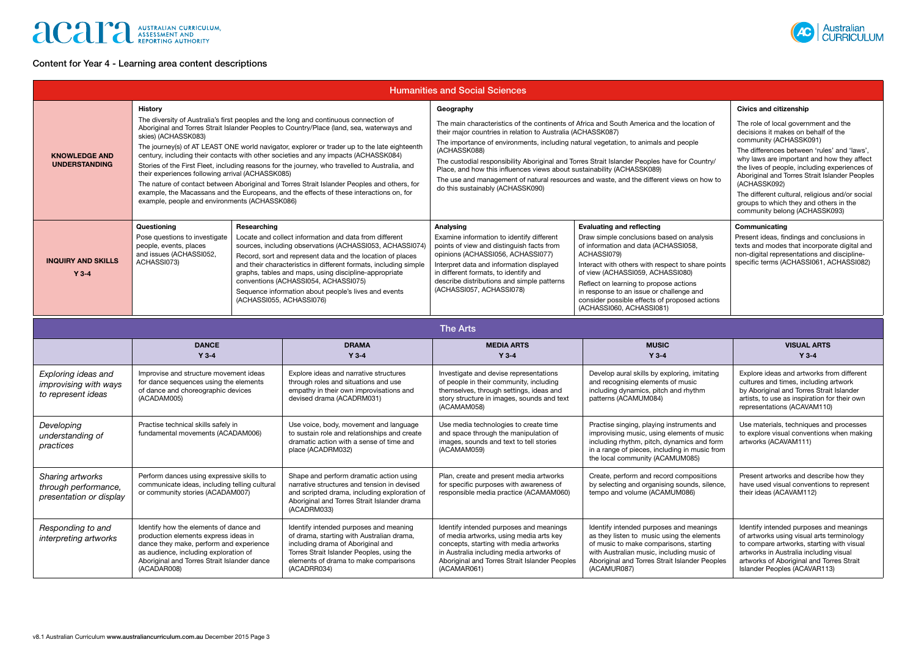Content for Year 4 - Learning area content descriptions

## Humanities and Social Sciences

| | History | Geography | Civics and citizenship |
|---|---|---|---|
| **KNOWLEDGE AND UNDERSTANDING** | The diversity of Australia's first peoples and the long and continuous connection of Aboriginal and Torres Strait Islander Peoples to Country/Place (land, sea, waterways and skies) (ACHASSK083)<br>The journey(s) of AT LEAST ONE world navigator, explorer or trader up to the late eighteenth century, including their contacts with other societies and any impacts (ACHASSK084)<br>Stories of the First Fleet, including reasons for the journey, who travelled to Australia, and their experiences following arrival (ACHASSK085)<br>The nature of contact between Aboriginal and Torres Strait Islander Peoples and others, for example, the Macassans and the Europeans, and the effects of these interactions on, for example, people and environments (ACHASSK086) | The main characteristics of the continents of Africa and South America and the location of their major countries in relation to Australia (ACHASSK087)<br>The importance of environments, including natural vegetation, to animals and people (ACHASSK088)<br>The custodial responsibility Aboriginal and Torres Strait Islander Peoples have for Country/Place, and how this influences views about sustainability (ACHASSK089)<br>The use and management of natural resources and waste, and the different views on how to do this sustainably (ACHASSK090) | The role of local government and the decisions it makes on behalf of the community (ACHASSK091)<br>The differences between 'rules' and 'laws', why laws are important and how they affect the lives of people, including experiences of Aboriginal and Torres Strait Islander Peoples (ACHASSK092)<br>The different cultural, religious and/or social groups to which they and others in the community belong (ACHASSK093) |

| | Questioning | Researching | Analysing | Evaluating and reflecting | Communicating |
|---|---|---|---|---|---|
| **INQUIRY AND SKILLS Y 3-4** | Pose questions to investigate people, events, places and issues (ACHASSI052, ACHASSI073) | Locate and collect information and data from different sources, including observations (ACHASSI053, ACHASSI074)<br>Record, sort and represent data and the location of places and their characteristics in different formats, including simple graphs, tables and maps, using discipline-appropriate conventions (ACHASSI054, ACHASSI075)<br>Sequence information about people's lives and events (ACHASSI055, ACHASSI076) | Examine information to identify different points of view and distinguish facts from opinions (ACHASSI056, ACHASSI077)<br>Interpret data and information displayed in different formats, to identify and describe distributions and simple patterns (ACHASSI057, ACHASSI078) | Draw simple conclusions based on analysis of information and data (ACHASSI058, ACHASSI079)<br>Interact with others with respect to share points of view (ACHASSI059, ACHASSI080)<br>Reflect on learning to propose actions in response to an issue or challenge and consider possible effects of proposed actions (ACHASSI060, ACHASSI081) | Present ideas, findings and conclusions in texts and modes that incorporate digital and non-digital representations and discipline-specific terms (ACHASSI061, ACHASSI082) |

## The Arts

| | DANCE Y 3-4 | DRAMA Y 3-4 | MEDIA ARTS Y 3-4 | MUSIC Y 3-4 | VISUAL ARTS Y 3-4 |
|---|---|---|---|---|---|
| *Exploring ideas and improvising with ways to represent ideas* | Improvise and structure movement ideas for dance sequences using the elements of dance and choreographic devices (ACADAM005) | Explore ideas and narrative structures through roles and situations and use empathy in their own improvisations and devised drama (ACADRM031) | Investigate and devise representations of people in their community, including themselves, through settings, ideas and story structure in images, sounds and text (ACAMAM058) | Develop aural skills by exploring, imitating and recognising elements of music including dynamics, pitch and rhythm patterns (ACAMUM084) | Explore ideas and artworks from different cultures and times, including artwork by Aboriginal and Torres Strait Islander artists, to use as inspiration for their own representations (ACAVAM110) |
| *Developing understanding of practices* | Practise technical skills safely in fundamental movements (ACADAM006) | Use voice, body, movement and language to sustain role and relationships and create dramatic action with a sense of time and place (ACADRM032) | Use media technologies to create time and space through the manipulation of images, sounds and text to tell stories (ACAMAM059) | Practise singing, playing instruments and improvising music, using elements of music including rhythm, pitch, dynamics and form in a range of pieces, including in music from the local community (ACAMUM085) | Use materials, techniques and processes to explore visual conventions when making artworks (ACAVAM111) |
| *Sharing artworks through performance, presentation or display* | Perform dances using expressive skills to communicate ideas, including telling cultural or community stories (ACADAM007) | Shape and perform dramatic action using narrative structures and tension in devised and scripted drama, including exploration of Aboriginal and Torres Strait Islander drama (ACADRM033) | Plan, create and present media artworks for specific purposes with awareness of responsible media practice (ACAMAM060) | Create, perform and record compositions by selecting and organising sounds, silence, tempo and volume (ACAMUM086) | Present artworks and describe how they have used visual conventions to represent their ideas (ACAVAM112) |
| *Responding to and interpreting artworks* | Identify how the elements of dance and production elements express ideas in dance they make, perform and experience as audience, including exploration of Aboriginal and Torres Strait Islander dance (ACADAR008) | Identify intended purposes and meaning of drama, starting with Australian drama, including drama of Aboriginal and Torres Strait Islander Peoples, using the elements of drama to make comparisons (ACADRR034) | Identify intended purposes and meanings of media artworks, using media arts key concepts, starting with media artworks in Australia including media artworks of Aboriginal and Torres Strait Islander Peoples (ACAMAR061) | Identify intended purposes and meanings as they listen to music using the elements of music to make comparisons, starting with Australian music, including music of Aboriginal and Torres Strait Islander Peoples (ACAMUR087) | Identify intended purposes and meanings of artworks using visual arts terminology to compare artworks, starting with visual artworks in Australia including visual artworks of Aboriginal and Torres Strait Islander Peoples (ACAVAR113) |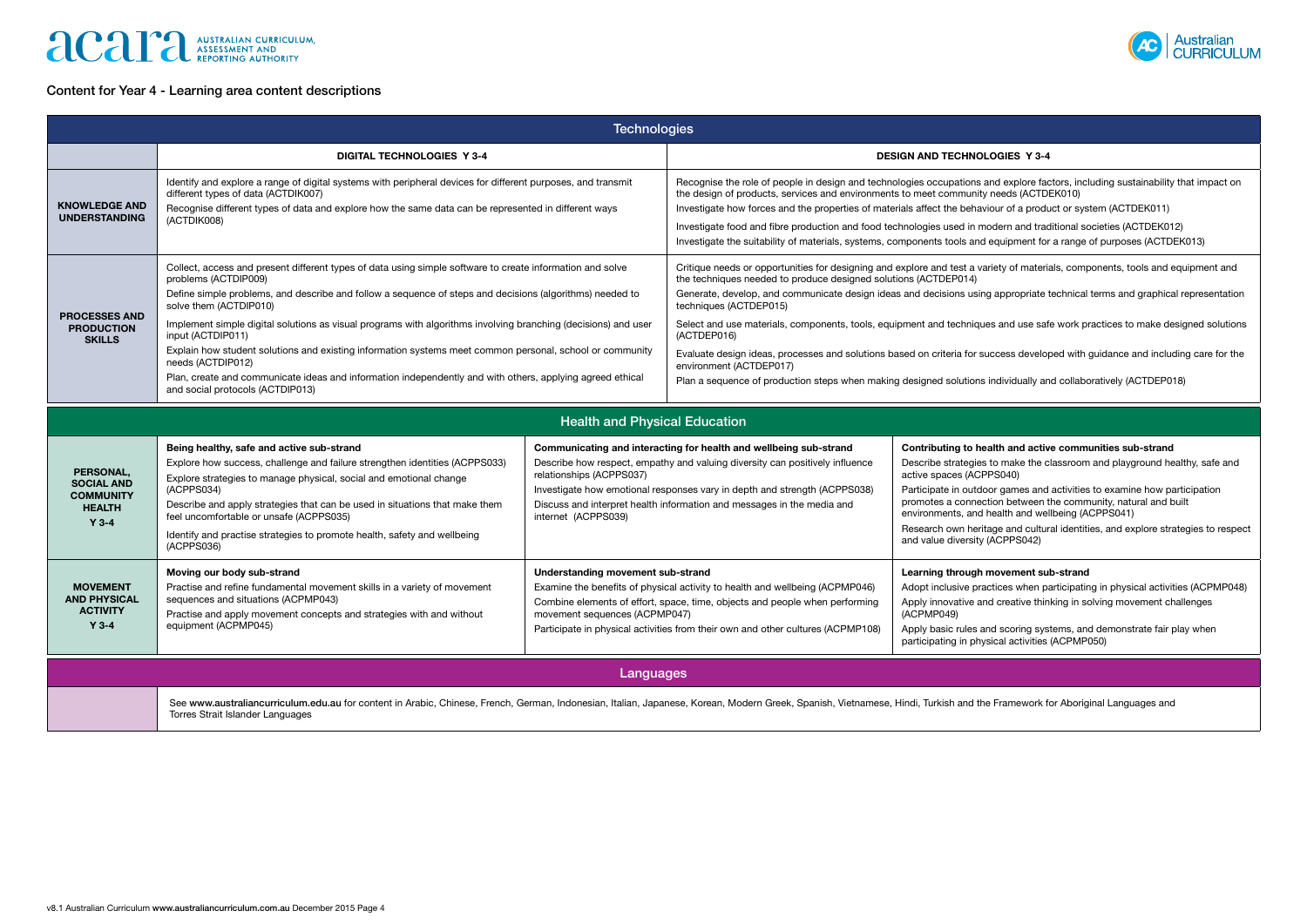## Content for Year 4 - Learning area content descriptions

### Technologies

| | DIGITAL TECHNOLOGIES Y 3-4 | DESIGN AND TECHNOLOGIES Y 3-4 |
|---|---|---|
| **KNOWLEDGE AND UNDERSTANDING** | Identify and explore a range of digital systems with peripheral devices for different purposes, and transmit different types of data (ACTDIK007)<br>Recognise different types of data and explore how the same data can be represented in different ways (ACTDIK008) | Recognise the role of people in design and technologies occupations and explore factors, including sustainability that impact on the design of products, services and environments to meet community needs (ACTDEK010)<br>Investigate how forces and the properties of materials affect the behaviour of a product or system (ACTDEK011)<br>Investigate food and fibre production and food technologies used in modern and traditional societies (ACTDEK012)<br>Investigate the suitability of materials, systems, components tools and equipment for a range of purposes (ACTDEK013) |
| **PROCESSES AND PRODUCTION SKILLS** | Collect, access and present different types of data using simple software to create information and solve problems (ACTDIP009)<br>Define simple problems, and describe and follow a sequence of steps and decisions (algorithms) needed to solve them (ACTDIP010)<br>Implement simple digital solutions as visual programs with algorithms involving branching (decisions) and user input (ACTDIP011)<br>Explain how student solutions and existing information systems meet common personal, school or community needs (ACTDIP012)<br>Plan, create and communicate ideas and information independently and with others, applying agreed ethical and social protocols (ACTDIP013) | Critique needs or opportunities for designing and explore and test a variety of materials, components, tools and equipment and the techniques needed to produce designed solutions (ACTDEP014)<br>Generate, develop, and communicate design ideas and decisions using appropriate technical terms and graphical representation techniques (ACTDEP015)<br>Select and use materials, components, tools, equipment and techniques and use safe work practices to make designed solutions (ACTDEP016)<br>Evaluate design ideas, processes and solutions based on criteria for success developed with guidance and including care for the environment (ACTDEP017)<br>Plan a sequence of production steps when making designed solutions individually and collaboratively (ACTDEP018) |

### Health and Physical Education

| | | | |
|---|---|---|---|
| **PERSONAL, SOCIAL AND COMMUNITY HEALTH Y 3-4** | **Being healthy, safe and active sub-strand**<br>Explore how success, challenge and failure strengthen identities (ACPPS033)<br>Explore strategies to manage physical, social and emotional change (ACPPS034)<br>Describe and apply strategies that can be used in situations that make them feel uncomfortable or unsafe (ACPPS035)<br>Identify and practise strategies to promote health, safety and wellbeing (ACPPS036) | **Communicating and interacting for health and wellbeing sub-strand**<br>Describe how respect, empathy and valuing diversity can positively influence relationships (ACPPS037)<br>Investigate how emotional responses vary in depth and strength (ACPPS038)<br>Discuss and interpret health information and messages in the media and internet (ACPPS039) | **Contributing to health and active communities sub-strand**<br>Describe strategies to make the classroom and playground healthy, safe and active spaces (ACPPS040)<br>Participate in outdoor games and activities to examine how participation promotes a connection between the community, natural and built environments, and health and wellbeing (ACPPS041)<br>Research own heritage and cultural identities, and explore strategies to respect and value diversity (ACPPS042) |
| **MOVEMENT AND PHYSICAL ACTIVITY Y 3-4** | **Moving our body sub-strand**<br>Practise and refine fundamental movement skills in a variety of movement sequences and situations (ACPMP043)<br>Practise and apply movement concepts and strategies with and without equipment (ACPMP045) | **Understanding movement sub-strand**<br>Examine the benefits of physical activity to health and wellbeing (ACPMP046)<br>Combine elements of effort, space, time, objects and people when performing movement sequences (ACPMP047)<br>Participate in physical activities from their own and other cultures (ACPMP108) | **Learning through movement sub-strand**<br>Adopt inclusive practices when participating in physical activities (ACPMP048)<br>Apply innovative and creative thinking in solving movement challenges (ACPMP049)<br>Apply basic rules and scoring systems, and demonstrate fair play when participating in physical activities (ACPMP050) |

### Languages

See **www.australiancurriculum.edu.au** for content in Arabic, Chinese, French, German, Indonesian, Italian, Japanese, Korean, Modern Greek, Spanish, Vietnamese, Hindi, Turkish and the Framework for Aboriginal Languages and Torres Strait Islander Languages